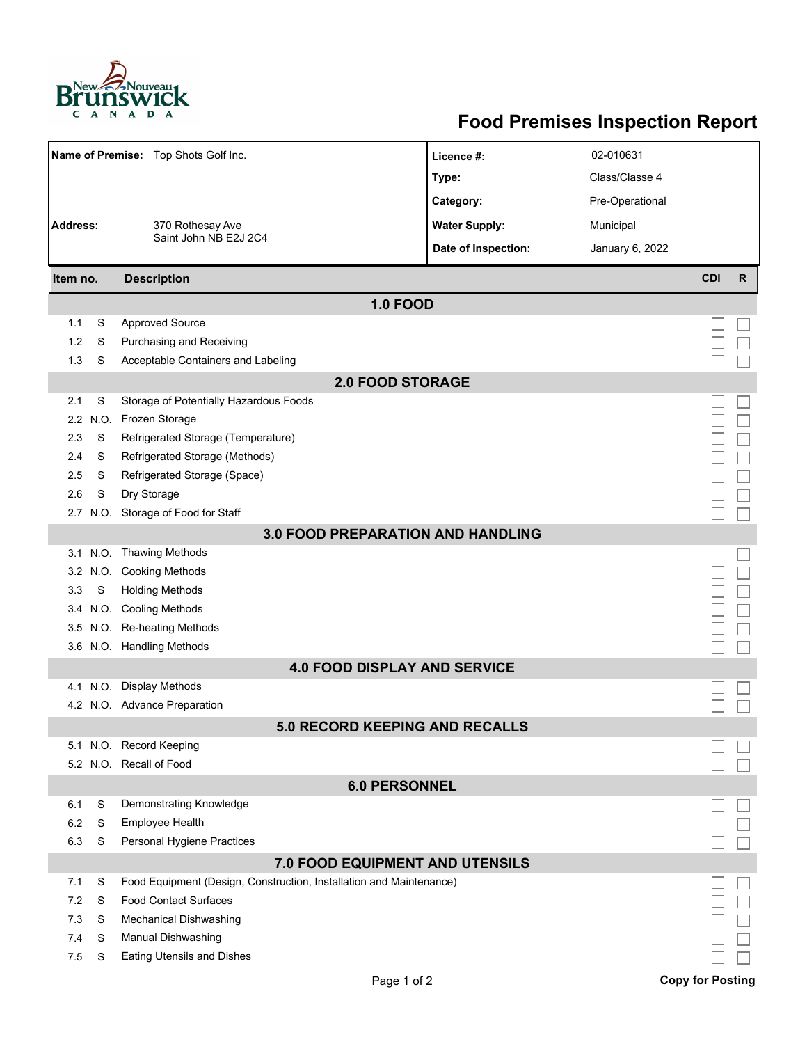# Food Premises Inspection Report

| | | | |
|---|---|---|---|
| **Name of Premise:** | Top Shots Golf Inc. | **Licence #:** | 02-010631 |
| | | **Type:** | Class/Classe 4 |
| | | **Category:** | Pre-Operational |
| **Address:** | 370 Rothesay Ave<br>Saint John NB E2J 2C4 | **Water Supply:** | Municipal |
| | | **Date of Inspection:** | January 6, 2022 |

| Item no. | | Description | CDI | R |
|---|---|---|---|---|
| | | **1.0 FOOD** | | |
| 1.1 | S | Approved Source | ☐ | ☐ |
| 1.2 | S | Purchasing and Receiving | ☐ | ☐ |
| 1.3 | S | Acceptable Containers and Labeling | ☐ | ☐ |
| | | **2.0 FOOD STORAGE** | | |
| 2.1 | S | Storage of Potentially Hazardous Foods | ☐ | ☐ |
| 2.2 | N.O. | Frozen Storage | ☐ | ☐ |
| 2.3 | S | Refrigerated Storage (Temperature) | ☐ | ☐ |
| 2.4 | S | Refrigerated Storage (Methods) | ☐ | ☐ |
| 2.5 | S | Refrigerated Storage (Space) | ☐ | ☐ |
| 2.6 | S | Dry Storage | ☐ | ☐ |
| 2.7 | N.O. | Storage of Food for Staff | ☐ | ☐ |
| | | **3.0 FOOD PREPARATION AND HANDLING** | | |
| 3.1 | N.O. | Thawing Methods | ☐ | ☐ |
| 3.2 | N.O. | Cooking Methods | ☐ | ☐ |
| 3.3 | S | Holding Methods | ☐ | ☐ |
| 3.4 | N.O. | Cooling Methods | ☐ | ☐ |
| 3.5 | N.O. | Re-heating Methods | ☐ | ☐ |
| 3.6 | N.O. | Handling Methods | ☐ | ☐ |
| | | **4.0 FOOD DISPLAY AND SERVICE** | | |
| 4.1 | N.O. | Display Methods | ☐ | ☐ |
| 4.2 | N.O. | Advance Preparation | ☐ | ☐ |
| | | **5.0 RECORD KEEPING AND RECALLS** | | |
| 5.1 | N.O. | Record Keeping | ☐ | ☐ |
| 5.2 | N.O. | Recall of Food | ☐ | ☐ |
| | | **6.0 PERSONNEL** | | |
| 6.1 | S | Demonstrating Knowledge | ☐ | ☐ |
| 6.2 | S | Employee Health | ☐ | ☐ |
| 6.3 | S | Personal Hygiene Practices | ☐ | ☐ |
| | | **7.0 FOOD EQUIPMENT AND UTENSILS** | | |
| 7.1 | S | Food Equipment (Design, Construction, Installation and Maintenance) | ☐ | ☐ |
| 7.2 | S | Food Contact Surfaces | ☐ | ☐ |
| 7.3 | S | Mechanical Dishwashing | ☐ | ☐ |
| 7.4 | S | Manual Dishwashing | ☐ | ☐ |
| 7.5 | S | Eating Utensils and Dishes | ☐ | ☐ |

**Copy for Posting**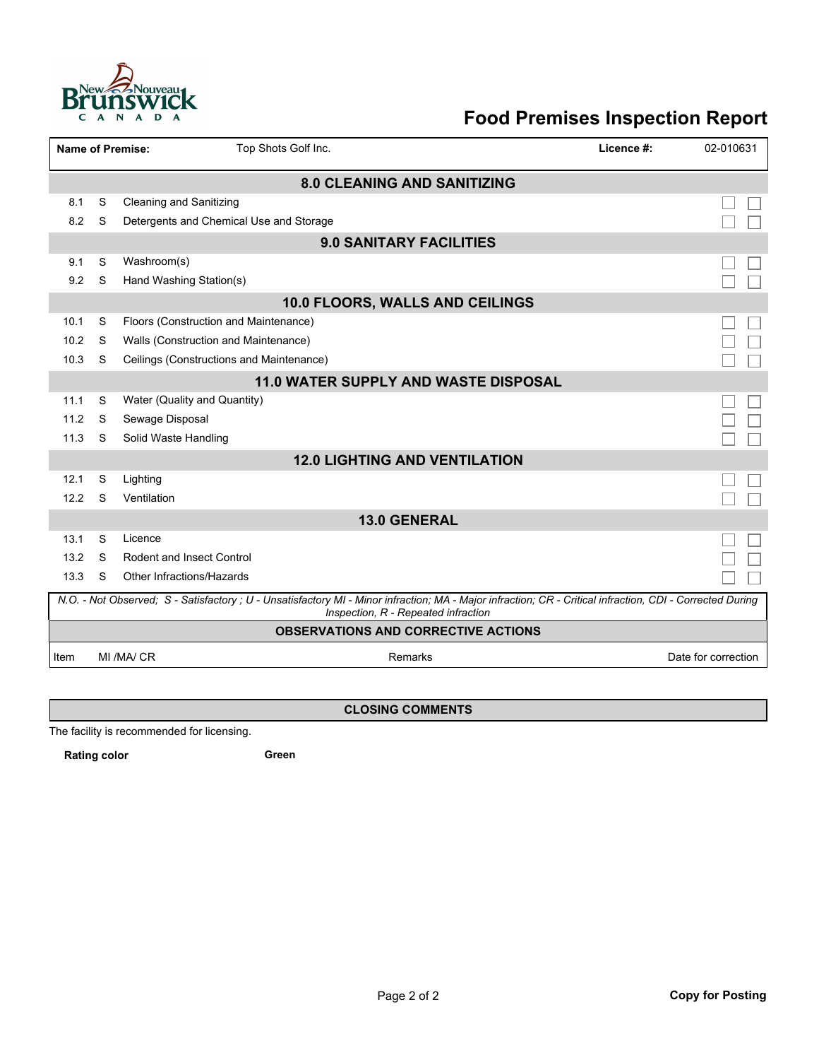# Food Premises Inspection Report

| Name of Premise: | Top Shots Golf Inc. | Licence #: | 02-010631 |
|---|---|---|---|

## 8.0 CLEANING AND SANITIZING

| | | | | |
|---|---|---|---|---|
| 8.1 | S | Cleaning and Sanitizing | ☐ | ☐ |
| 8.2 | S | Detergents and Chemical Use and Storage | ☐ | ☐ |

## 9.0 SANITARY FACILITIES

| | | | | |
|---|---|---|---|---|
| 9.1 | S | Washroom(s) | ☐ | ☐ |
| 9.2 | S | Hand Washing Station(s) | ☐ | ☐ |

## 10.0 FLOORS, WALLS AND CEILINGS

| | | | | |
|---|---|---|---|---|
| 10.1 | S | Floors (Construction and Maintenance) | ☐ | ☐ |
| 10.2 | S | Walls (Construction and Maintenance) | ☐ | ☐ |
| 10.3 | S | Ceilings (Constructions and Maintenance) | ☐ | ☐ |

## 11.0 WATER SUPPLY AND WASTE DISPOSAL

| | | | | |
|---|---|---|---|---|
| 11.1 | S | Water (Quality and Quantity) | ☐ | ☐ |
| 11.2 | S | Sewage Disposal | ☐ | ☐ |
| 11.3 | S | Solid Waste Handling | ☐ | ☐ |

## 12.0 LIGHTING AND VENTILATION

| | | | | |
|---|---|---|---|---|
| 12.1 | S | Lighting | ☐ | ☐ |
| 12.2 | S | Ventilation | ☐ | ☐ |

## 13.0 GENERAL

| | | | | |
|---|---|---|---|---|
| 13.1 | S | Licence | ☐ | ☐ |
| 13.2 | S | Rodent and Insect Control | ☐ | ☐ |
| 13.3 | S | Other Infractions/Hazards | ☐ | ☐ |

*N.O. - Not Observed; S - Satisfactory ; U - Unsatisfactory MI - Minor infraction; MA - Major infraction; CR - Critical infraction, CDI - Corrected During Inspection, R - Repeated infraction*

## OBSERVATIONS AND CORRECTIVE ACTIONS

| Item | MI /MA/ CR | Remarks | Date for correction |
|---|---|---|---|

## CLOSING COMMENTS

The facility is recommended for licensing.

**Rating color** **Green**

**Copy for Posting**